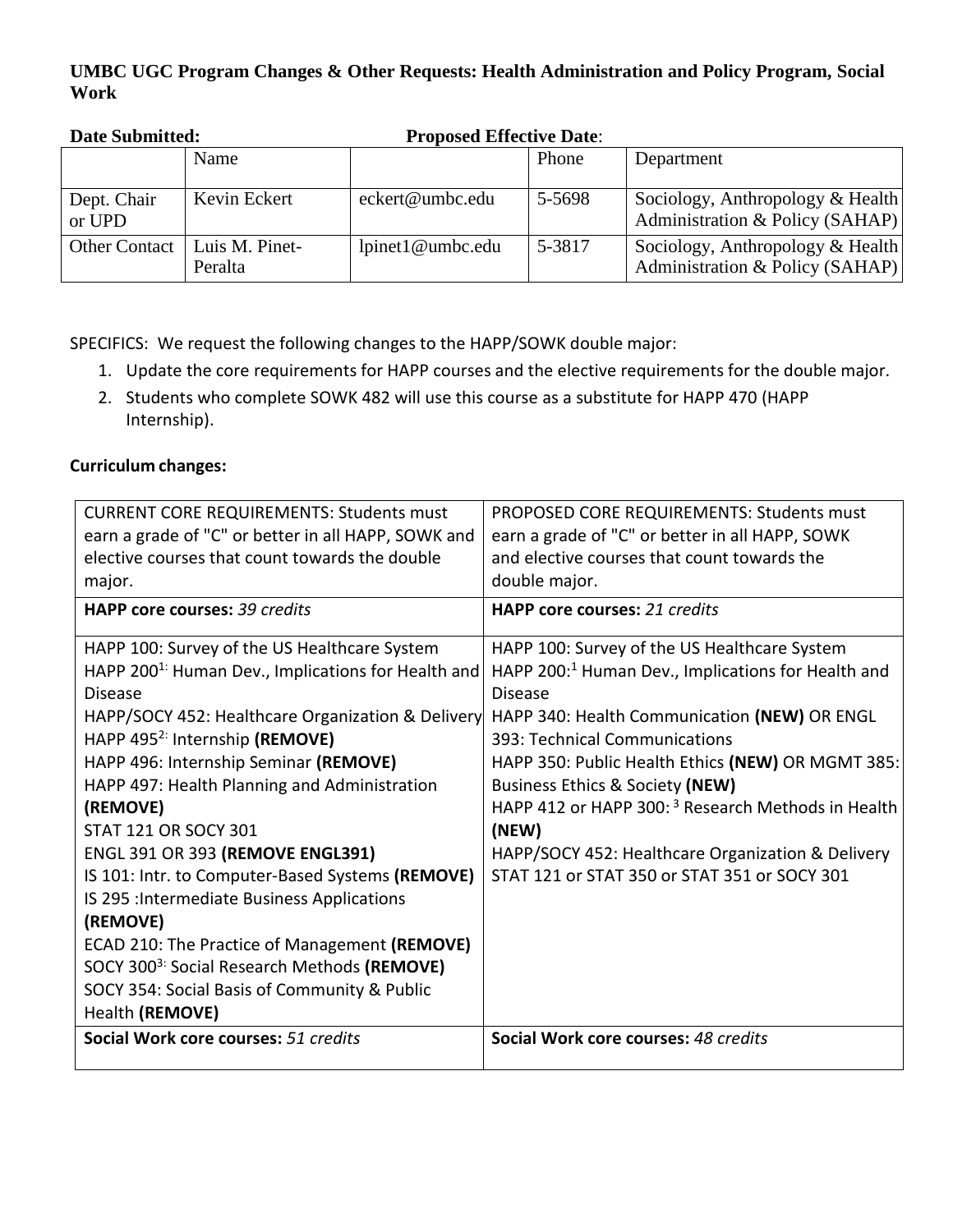**UMBC UGC Program Changes & Other Requests: Health Administration and Policy Program, Social Work**

**Date Submitted:** **Proposed Effective Date**:

| | Name | | Phone | Department |
|---|---|---|---|---|
| Dept. Chair or UPD | Kevin Eckert | eckert@umbc.edu | 5-5698 | Sociology, Anthropology & Health Administration & Policy (SAHAP) |
| Other Contact | Luis M. Pinet-Peralta | lpinet1@umbc.edu | 5-3817 | Sociology, Anthropology & Health Administration & Policy (SAHAP) |

SPECIFICS: We request the following changes to the HAPP/SOWK double major:

1. Update the core requirements for HAPP courses and the elective requirements for the double major.
2. Students who complete SOWK 482 will use this course as a substitute for HAPP 470 (HAPP Internship).

**Curriculum changes:**

| CURRENT CORE REQUIREMENTS: Students must earn a grade of "C" or better in all HAPP, SOWK and elective courses that count towards the double major. | PROPOSED CORE REQUIREMENTS: Students must earn a grade of "C" or better in all HAPP, SOWK and elective courses that count towards the double major. |
|---|---|
| **HAPP core courses:** *39 credits* | **HAPP core courses:** *21 credits* |
| HAPP 100: Survey of the US Healthcare System<br>HAPP 200[1]: Human Dev., Implications for Health and Disease<br>HAPP/SOCY 452: Healthcare Organization & Delivery<br>HAPP 495[2]: Internship **(REMOVE)**<br>HAPP 496: Internship Seminar **(REMOVE)**<br>HAPP 497: Health Planning and Administration **(REMOVE)**<br>STAT 121 OR SOCY 301<br>ENGL 391 OR 393 **(REMOVE ENGL391)**<br>IS 101: Intr. to Computer-Based Systems **(REMOVE)**<br>IS 295 :Intermediate Business Applications **(REMOVE)**<br>ECAD 210: The Practice of Management **(REMOVE)**<br>SOCY 300[3]: Social Research Methods **(REMOVE)**<br>SOCY 354: Social Basis of Community & Public Health **(REMOVE)** | HAPP 100: Survey of the US Healthcare System<br>HAPP 200:[1] Human Dev., Implications for Health and Disease<br>HAPP 340: Health Communication **(NEW)** OR ENGL 393: Technical Communications<br>HAPP 350: Public Health Ethics **(NEW)** OR MGMT 385: Business Ethics & Society **(NEW)**<br>HAPP 412 or HAPP 300: [3] Research Methods in Health **(NEW)**<br>HAPP/SOCY 452: Healthcare Organization & Delivery<br>STAT 121 or STAT 350 or STAT 351 or SOCY 301 |
| **Social Work core courses:** *51 credits* | **Social Work core courses:** *48 credits* |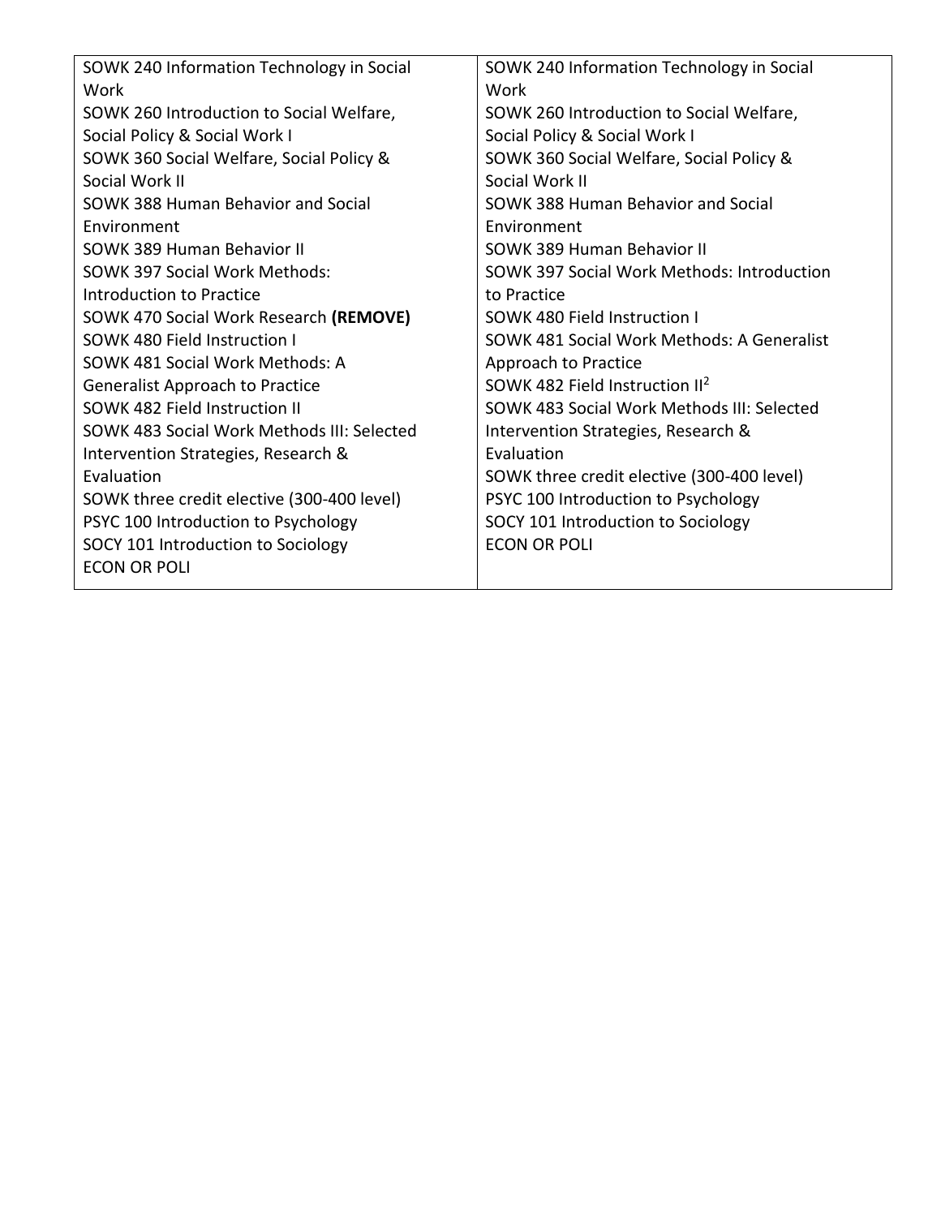| | |
|---|---|
| SOWK 240 Information Technology in Social Work<br>SOWK 260 Introduction to Social Welfare, Social Policy & Social Work I<br>SOWK 360 Social Welfare, Social Policy & Social Work II<br>SOWK 388 Human Behavior and Social Environment<br>SOWK 389 Human Behavior II<br>SOWK 397 Social Work Methods: Introduction to Practice<br>SOWK 470 Social Work Research **(REMOVE)**<br>SOWK 480 Field Instruction I<br>SOWK 481 Social Work Methods: A Generalist Approach to Practice<br>SOWK 482 Field Instruction II<br>SOWK 483 Social Work Methods III: Selected Intervention Strategies, Research & Evaluation<br>SOWK three credit elective (300-400 level)<br>PSYC 100 Introduction to Psychology<br>SOCY 101 Introduction to Sociology<br>ECON OR POLI | SOWK 240 Information Technology in Social Work<br>SOWK 260 Introduction to Social Welfare, Social Policy & Social Work I<br>SOWK 360 Social Welfare, Social Policy & Social Work II<br>SOWK 388 Human Behavior and Social Environment<br>SOWK 389 Human Behavior II<br>SOWK 397 Social Work Methods: Introduction to Practice<br>SOWK 480 Field Instruction I<br>SOWK 481 Social Work Methods: A Generalist Approach to Practice<br>SOWK 482 Field Instruction II[2]<br>SOWK 483 Social Work Methods III: Selected Intervention Strategies, Research & Evaluation<br>SOWK three credit elective (300-400 level)<br>PSYC 100 Introduction to Psychology<br>SOCY 101 Introduction to Sociology<br>ECON OR POLI |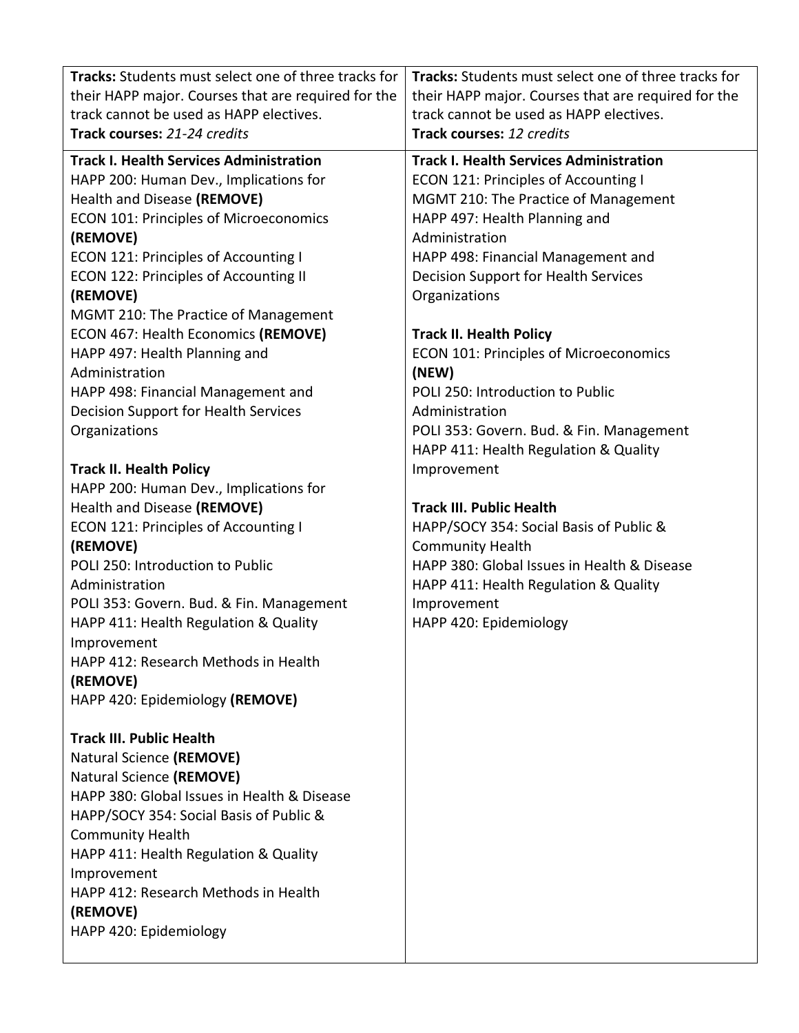| **Tracks:** Students must select one of three tracks for their HAPP major. Courses that are required for the track cannot be used as HAPP electives.<br>**Track courses:** *21-24 credits* | **Tracks:** Students must select one of three tracks for their HAPP major. Courses that are required for the track cannot be used as HAPP electives.<br>**Track courses:** *12 credits* |
|---|---|
| **Track I. Health Services Administration**<br>HAPP 200: Human Dev., Implications for Health and Disease **(REMOVE)**<br>ECON 101: Principles of Microeconomics **(REMOVE)**<br>ECON 121: Principles of Accounting I<br>ECON 122: Principles of Accounting II **(REMOVE)**<br>MGMT 210: The Practice of Management<br>ECON 467: Health Economics **(REMOVE)**<br>HAPP 497: Health Planning and Administration<br>HAPP 498: Financial Management and Decision Support for Health Services Organizations<br><br>**Track II. Health Policy**<br>HAPP 200: Human Dev., Implications for Health and Disease **(REMOVE)**<br>ECON 121: Principles of Accounting I **(REMOVE)**<br>POLI 250: Introduction to Public Administration<br>POLI 353: Govern. Bud. & Fin. Management<br>HAPP 411: Health Regulation & Quality Improvement<br>HAPP 412: Research Methods in Health **(REMOVE)**<br>HAPP 420: Epidemiology **(REMOVE)**<br><br>**Track III. Public Health**<br>Natural Science **(REMOVE)**<br>Natural Science **(REMOVE)**<br>HAPP 380: Global Issues in Health & Disease<br>HAPP/SOCY 354: Social Basis of Public & Community Health<br>HAPP 411: Health Regulation & Quality Improvement<br>HAPP 412: Research Methods in Health **(REMOVE)**<br>HAPP 420: Epidemiology | **Track I. Health Services Administration**<br>ECON 121: Principles of Accounting I<br>MGMT 210: The Practice of Management<br>HAPP 497: Health Planning and Administration<br>HAPP 498: Financial Management and Decision Support for Health Services Organizations<br><br>**Track II. Health Policy**<br>ECON 101: Principles of Microeconomics **(NEW)**<br>POLI 250: Introduction to Public Administration<br>POLI 353: Govern. Bud. & Fin. Management<br>HAPP 411: Health Regulation & Quality Improvement<br><br>**Track III. Public Health**<br>HAPP/SOCY 354: Social Basis of Public & Community Health<br>HAPP 380: Global Issues in Health & Disease<br>HAPP 411: Health Regulation & Quality Improvement<br>HAPP 420: Epidemiology |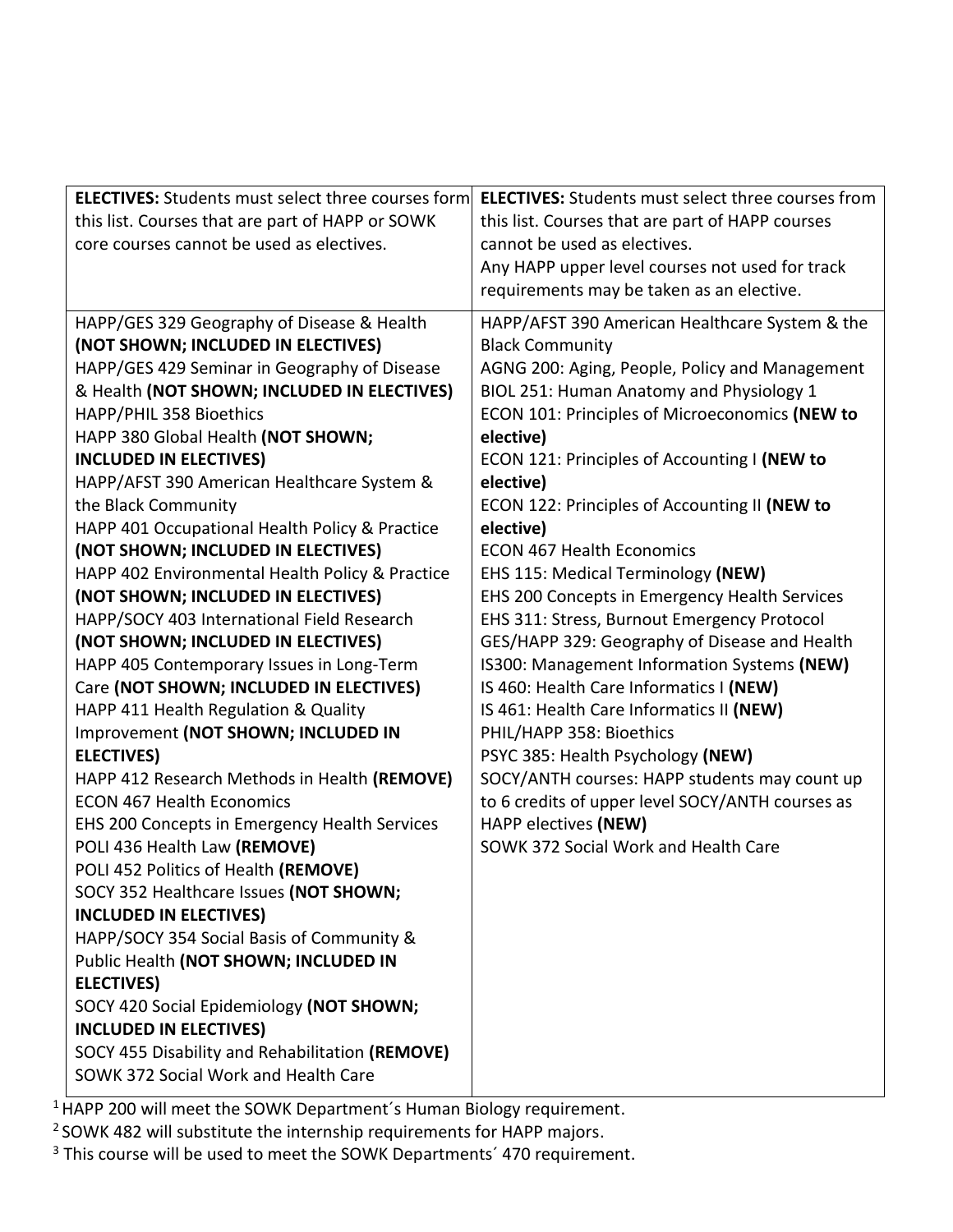| **ELECTIVES:** Students must select three courses form this list. Courses that are part of HAPP or SOWK core courses cannot be used as electives. | **ELECTIVES:** Students must select three courses from this list. Courses that are part of HAPP courses cannot be used as electives. Any HAPP upper level courses not used for track requirements may be taken as an elective. |
|---|---|
| HAPP/GES 329 Geography of Disease & Health **(NOT SHOWN; INCLUDED IN ELECTIVES)**<br>HAPP/GES 429 Seminar in Geography of Disease & Health **(NOT SHOWN; INCLUDED IN ELECTIVES)**<br>HAPP/PHIL 358 Bioethics<br>HAPP 380 Global Health **(NOT SHOWN; INCLUDED IN ELECTIVES)**<br>HAPP/AFST 390 American Healthcare System & the Black Community<br>HAPP 401 Occupational Health Policy & Practice **(NOT SHOWN; INCLUDED IN ELECTIVES)**<br>HAPP 402 Environmental Health Policy & Practice **(NOT SHOWN; INCLUDED IN ELECTIVES)**<br>HAPP/SOCY 403 International Field Research **(NOT SHOWN; INCLUDED IN ELECTIVES)**<br>HAPP 405 Contemporary Issues in Long-Term Care **(NOT SHOWN; INCLUDED IN ELECTIVES)**<br>HAPP 411 Health Regulation & Quality Improvement **(NOT SHOWN; INCLUDED IN ELECTIVES)**<br>HAPP 412 Research Methods in Health **(REMOVE)**<br>ECON 467 Health Economics<br>EHS 200 Concepts in Emergency Health Services<br>POLI 436 Health Law **(REMOVE)**<br>POLI 452 Politics of Health **(REMOVE)**<br>SOCY 352 Healthcare Issues **(NOT SHOWN; INCLUDED IN ELECTIVES)**<br>HAPP/SOCY 354 Social Basis of Community & Public Health **(NOT SHOWN; INCLUDED IN ELECTIVES)**<br>SOCY 420 Social Epidemiology **(NOT SHOWN; INCLUDED IN ELECTIVES)**<br>SOCY 455 Disability and Rehabilitation **(REMOVE)**<br>SOWK 372 Social Work and Health Care | HAPP/AFST 390 American Healthcare System & the Black Community<br>AGNG 200: Aging, People, Policy and Management<br>BIOL 251: Human Anatomy and Physiology 1<br>ECON 101: Principles of Microeconomics **(NEW to elective)**<br>ECON 121: Principles of Accounting I **(NEW to elective)**<br>ECON 122: Principles of Accounting II **(NEW to elective)**<br>ECON 467 Health Economics<br>EHS 115: Medical Terminology **(NEW)**<br>EHS 200 Concepts in Emergency Health Services<br>EHS 311: Stress, Burnout Emergency Protocol<br>GES/HAPP 329: Geography of Disease and Health<br>IS300: Management Information Systems **(NEW)**<br>IS 460: Health Care Informatics I **(NEW)**<br>IS 461: Health Care Informatics II **(NEW)**<br>PHIL/HAPP 358: Bioethics<br>PSYC 385: Health Psychology **(NEW)**<br>SOCY/ANTH courses: HAPP students may count up to 6 credits of upper level SOCY/ANTH courses as HAPP electives **(NEW)**<br>SOWK 372 Social Work and Health Care |

[1] HAPP 200 will meet the SOWK Department´s Human Biology requirement.

[2] SOWK 482 will substitute the internship requirements for HAPP majors.

[3] This course will be used to meet the SOWK Departments´ 470 requirement.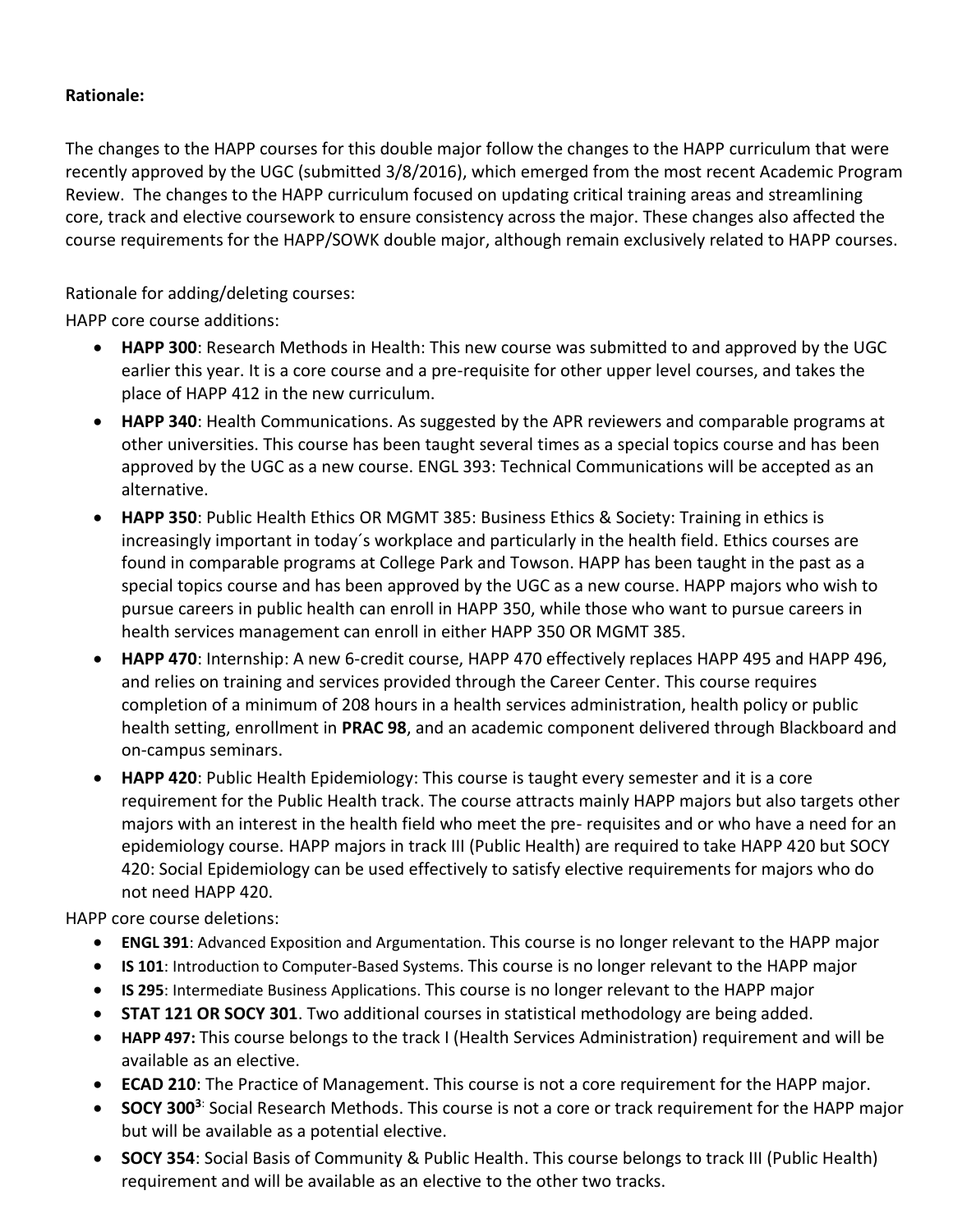**Rationale:**

The changes to the HAPP courses for this double major follow the changes to the HAPP curriculum that were recently approved by the UGC (submitted 3/8/2016), which emerged from the most recent Academic Program Review. The changes to the HAPP curriculum focused on updating critical training areas and streamlining core, track and elective coursework to ensure consistency across the major. These changes also affected the course requirements for the HAPP/SOWK double major, although remain exclusively related to HAPP courses.

Rationale for adding/deleting courses:

HAPP core course additions:

- **HAPP 300**: Research Methods in Health: This new course was submitted to and approved by the UGC earlier this year. It is a core course and a pre-requisite for other upper level courses, and takes the place of HAPP 412 in the new curriculum.
- **HAPP 340**: Health Communications. As suggested by the APR reviewers and comparable programs at other universities. This course has been taught several times as a special topics course and has been approved by the UGC as a new course. ENGL 393: Technical Communications will be accepted as an alternative.
- **HAPP 350**: Public Health Ethics OR MGMT 385: Business Ethics & Society: Training in ethics is increasingly important in today´s workplace and particularly in the health field. Ethics courses are found in comparable programs at College Park and Towson. HAPP has been taught in the past as a special topics course and has been approved by the UGC as a new course. HAPP majors who wish to pursue careers in public health can enroll in HAPP 350, while those who want to pursue careers in health services management can enroll in either HAPP 350 OR MGMT 385.
- **HAPP 470**: Internship: A new 6-credit course, HAPP 470 effectively replaces HAPP 495 and HAPP 496, and relies on training and services provided through the Career Center. This course requires completion of a minimum of 208 hours in a health services administration, health policy or public health setting, enrollment in **PRAC 98**, and an academic component delivered through Blackboard and on-campus seminars.
- **HAPP 420**: Public Health Epidemiology: This course is taught every semester and it is a core requirement for the Public Health track. The course attracts mainly HAPP majors but also targets other majors with an interest in the health field who meet the pre- requisites and or who have a need for an epidemiology course. HAPP majors in track III (Public Health) are required to take HAPP 420 but SOCY 420: Social Epidemiology can be used effectively to satisfy elective requirements for majors who do not need HAPP 420.

HAPP core course deletions:

- **ENGL 391**: Advanced Exposition and Argumentation. This course is no longer relevant to the HAPP major
- **IS 101**: Introduction to Computer-Based Systems. This course is no longer relevant to the HAPP major
- **IS 295**: Intermediate Business Applications. This course is no longer relevant to the HAPP major
- **STAT 121 OR SOCY 301**. Two additional courses in statistical methodology are being added.
- **HAPP 497:** This course belongs to the track I (Health Services Administration) requirement and will be available as an elective.
- **ECAD 210**: The Practice of Management. This course is not a core requirement for the HAPP major.
- **SOCY 300**[3]: Social Research Methods. This course is not a core or track requirement for the HAPP major but will be available as a potential elective.
- **SOCY 354**: Social Basis of Community & Public Health. This course belongs to track III (Public Health) requirement and will be available as an elective to the other two tracks.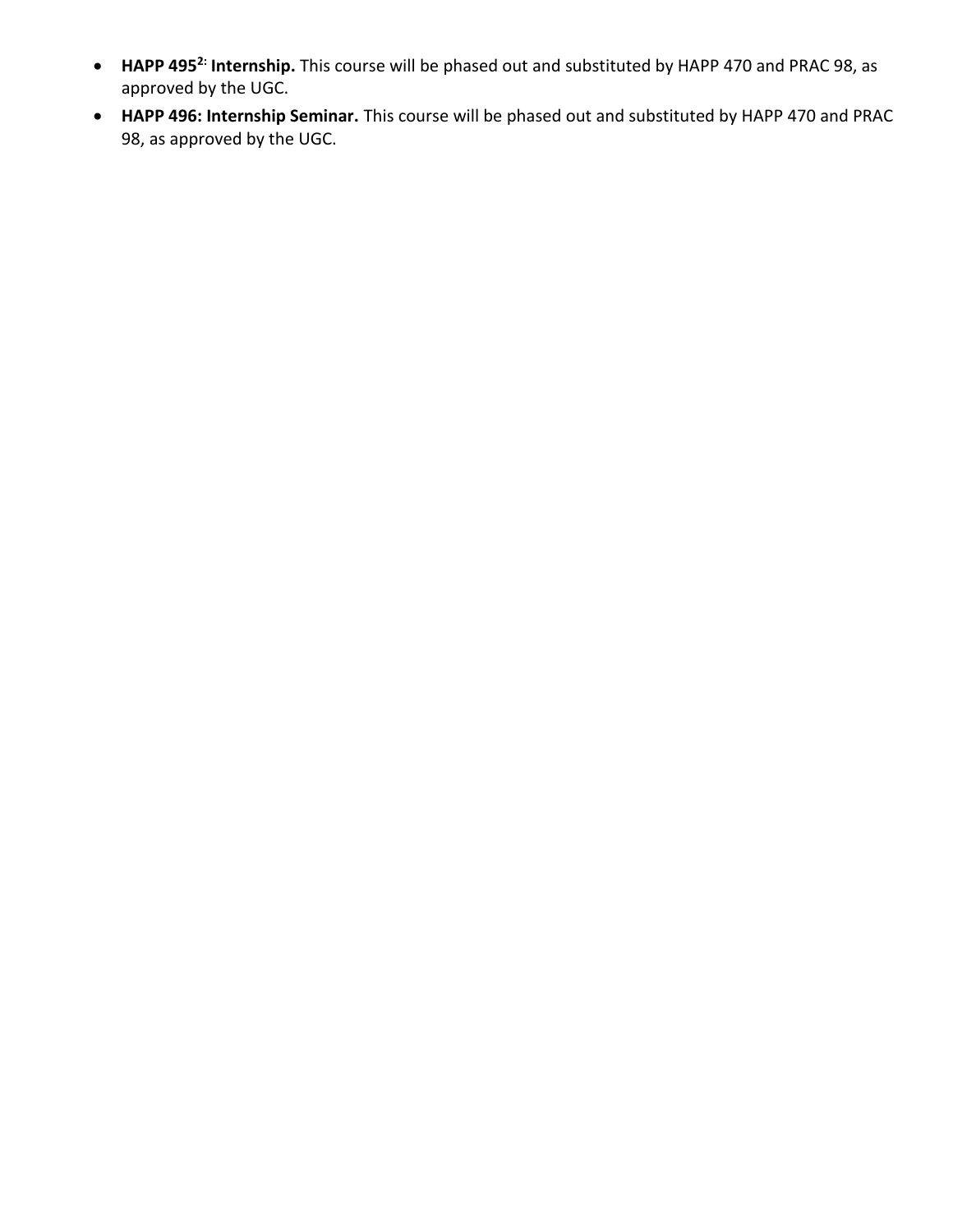- **HAPP 495[2]: Internship.** This course will be phased out and substituted by HAPP 470 and PRAC 98, as approved by the UGC.
- **HAPP 496: Internship Seminar.** This course will be phased out and substituted by HAPP 470 and PRAC 98, as approved by the UGC.